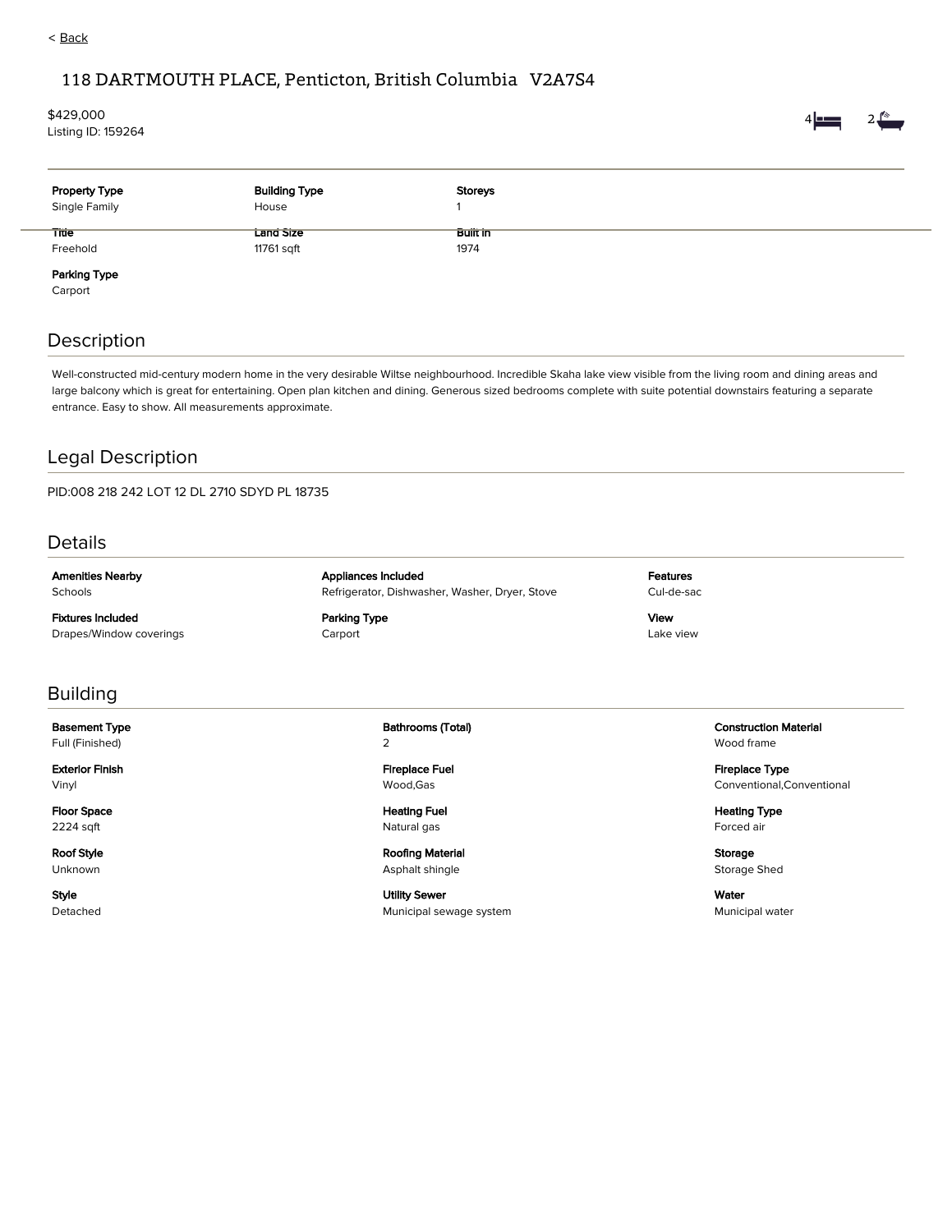< Back

# 118 DARTMOUTH PLACE, Penticton, British Columbia V2A7S4

$429,000
Listing ID: 159264

4 bedrooms 2 bathrooms

| Property Type | Building Type | Storeys |
|---|---|---|
| Single Family | House | 1 |
| **Title** | **Land Size** | **Built in** |
| Freehold | 11761 sqft | 1974 |
| **Parking Type** | | |
| Carport | | |

## Description

Well-constructed mid-century modern home in the very desirable Wiltse neighbourhood. Incredible Skaha lake view visible from the living room and dining areas and large balcony which is great for entertaining. Open plan kitchen and dining. Generous sized bedrooms complete with suite potential downstairs featuring a separate entrance. Easy to show. All measurements approximate.

## Legal Description

PID:008 218 242 LOT 12 DL 2710 SDYD PL 18735

## Details

| Amenities Nearby | Appliances Included | Features |
|---|---|---|
| Schools | Refrigerator, Dishwasher, Washer, Dryer, Stove | Cul-de-sac |
| **Fixtures Included** | **Parking Type** | **View** |
| Drapes/Window coverings | Carport | Lake view |

## Building

| Basement Type | Bathrooms (Total) | Construction Material |
|---|---|---|
| Full (Finished) | 2 | Wood frame |
| **Exterior Finish** | **Fireplace Fuel** | **Fireplace Type** |
| Vinyl | Wood,Gas | Conventional,Conventional |
| **Floor Space** | **Heating Fuel** | **Heating Type** |
| 2224 sqft | Natural gas | Forced air |
| **Roof Style** | **Roofing Material** | **Storage** |
| Unknown | Asphalt shingle | Storage Shed |
| **Style** | **Utility Sewer** | **Water** |
| Detached | Municipal sewage system | Municipal water |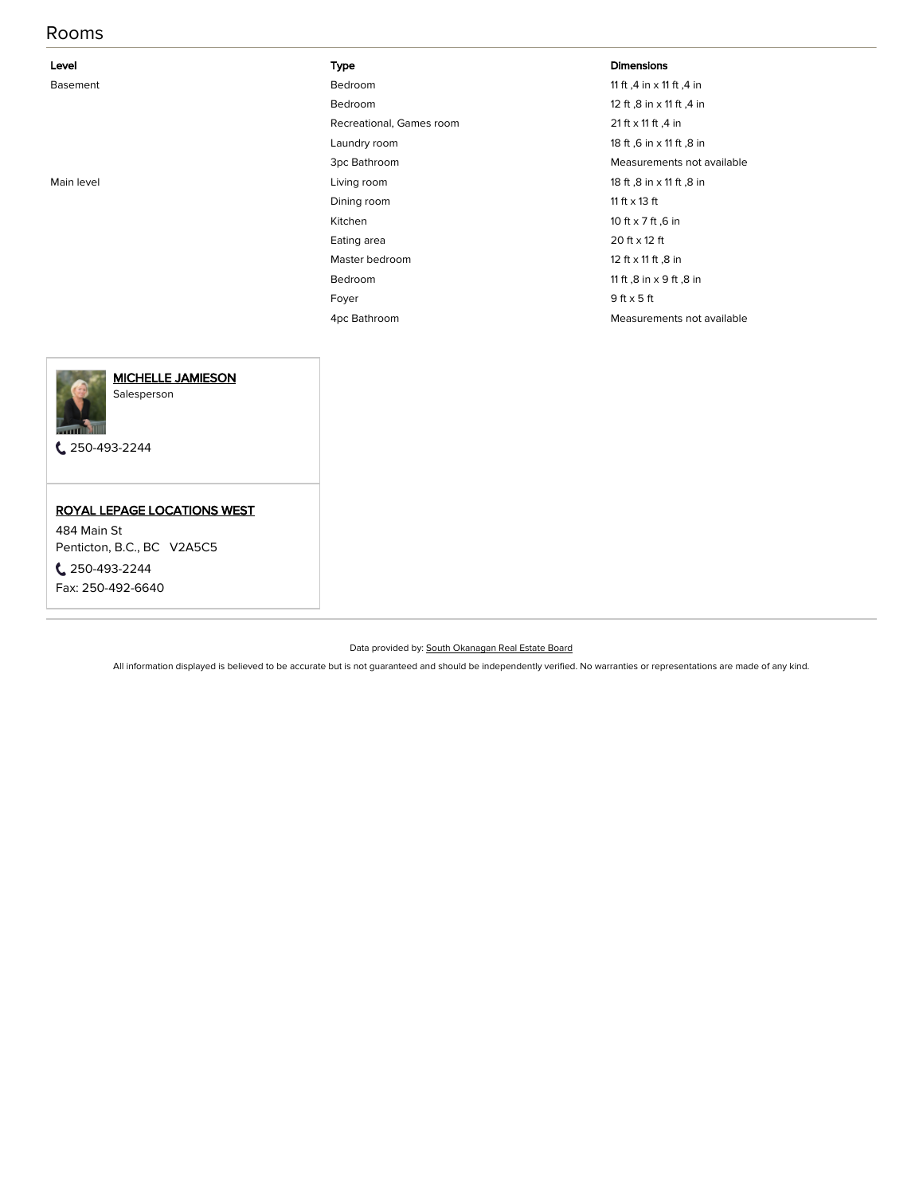## Rooms

| Level | Type | Dimensions |
| --- | --- | --- |
| Basement | Bedroom | 11 ft ,4 in x 11 ft ,4 in |
| | Bedroom | 12 ft ,8 in x 11 ft ,4 in |
| | Recreational, Games room | 21 ft x 11 ft ,4 in |
| | Laundry room | 18 ft ,6 in x 11 ft ,8 in |
| | 3pc Bathroom | Measurements not available |
| Main level | Living room | 18 ft ,8 in x 11 ft ,8 in |
| | Dining room | 11 ft x 13 ft |
| | Kitchen | 10 ft x 7 ft ,6 in |
| | Eating area | 20 ft x 12 ft |
| | Master bedroom | 12 ft x 11 ft ,8 in |
| | Bedroom | 11 ft ,8 in x 9 ft ,8 in |
| | Foyer | 9 ft x 5 ft |
| | 4pc Bathroom | Measurements not available |

**MICHELLE JAMIESON**
Salesperson

250-493-2244

**ROYAL LEPAGE LOCATIONS WEST**
484 Main St
Penticton, B.C., BC V2A5C5
250-493-2244
Fax: 250-492-6640

Data provided by: South Okanagan Real Estate Board

All information displayed is believed to be accurate but is not guaranteed and should be independently verified. No warranties or representations are made of any kind.